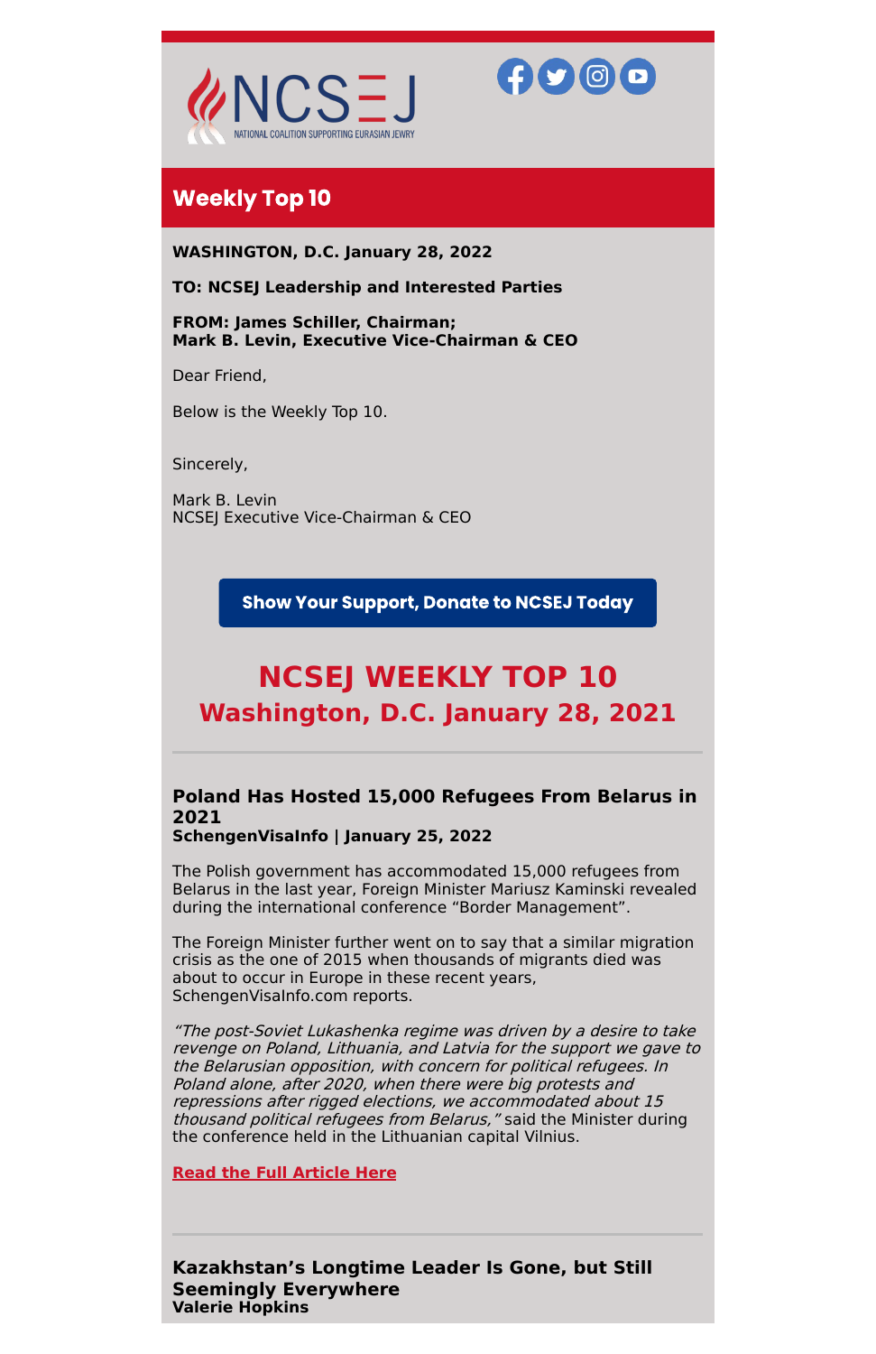NCSEJ
NATIONAL COALITION SUPPORTING EURASIAN JEWRY

## Weekly Top 10

**WASHINGTON, D.C. January 28, 2022**

**TO: NCSEJ Leadership and Interested Parties**

**FROM: James Schiller, Chairman;**
**Mark B. Levin, Executive Vice-Chairman & CEO**

Dear Friend,

Below is the Weekly Top 10.

Sincerely,

Mark B. Levin
NCSEJ Executive Vice-Chairman & CEO

**Show Your Support, Donate to NCSEJ Today**

# NCSEJ WEEKLY TOP 10
## Washington, D.C. January 28, 2021

---

### Poland Has Hosted 15,000 Refugees From Belarus in 2021
**SchengenVisaInfo | January 25, 2022**

The Polish government has accommodated 15,000 refugees from Belarus in the last year, Foreign Minister Mariusz Kaminski revealed during the international conference “Border Management”.

The Foreign Minister further went on to say that a similar migration crisis as the one of 2015 when thousands of migrants died was about to occur in Europe in these recent years, SchengenVisaInfo.com reports.

*“The post-Soviet Lukashenka regime was driven by a desire to take revenge on Poland, Lithuania, and Latvia for the support we gave to the Belarusian opposition, with concern for political refugees. In Poland alone, after 2020, when there were big protests and repressions after rigged elections, we accommodated about 15 thousand political refugees from Belarus,”* said the Minister during the conference held in the Lithuanian capital Vilnius.

**Read the Full Article Here**

---

### Kazakhstan’s Longtime Leader Is Gone, but Still Seemingly Everywhere
**Valerie Hopkins**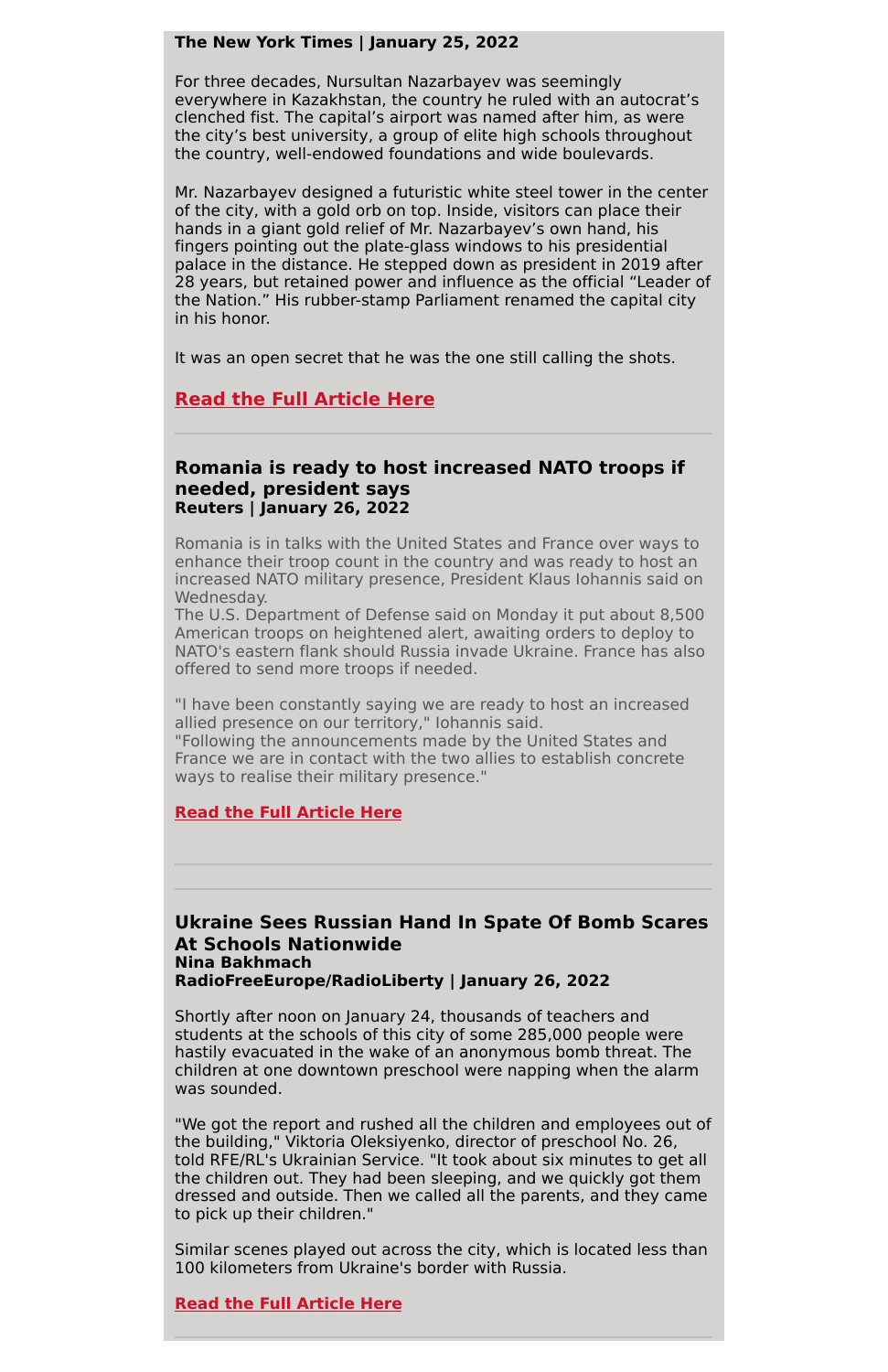**The New York Times | January 25, 2022**

For three decades, Nursultan Nazarbayev was seemingly everywhere in Kazakhstan, the country he ruled with an autocrat's clenched fist. The capital's airport was named after him, as were the city's best university, a group of elite high schools throughout the country, well-endowed foundations and wide boulevards.

Mr. Nazarbayev designed a futuristic white steel tower in the center of the city, with a gold orb on top. Inside, visitors can place their hands in a giant gold relief of Mr. Nazarbayev's own hand, his fingers pointing out the plate-glass windows to his presidential palace in the distance. He stepped down as president in 2019 after 28 years, but retained power and influence as the official "Leader of the Nation." His rubber-stamp Parliament renamed the capital city in his honor.

It was an open secret that he was the one still calling the shots.

**Read the Full Article Here**

---

### Romania is ready to host increased NATO troops if needed, president says

**Reuters | January 26, 2022**

Romania is in talks with the United States and France over ways to enhance their troop count in the country and was ready to host an increased NATO military presence, President Klaus Iohannis said on Wednesday.
The U.S. Department of Defense said on Monday it put about 8,500 American troops on heightened alert, awaiting orders to deploy to NATO's eastern flank should Russia invade Ukraine. France has also offered to send more troops if needed.

"I have been constantly saying we are ready to host an increased allied presence on our territory," Iohannis said.
"Following the announcements made by the United States and France we are in contact with the two allies to establish concrete ways to realise their military presence."

**Read the Full Article Here**

---

### Ukraine Sees Russian Hand In Spate Of Bomb Scares At Schools Nationwide

**Nina Bakhmach**
**RadioFreeEurope/RadioLiberty | January 26, 2022**

Shortly after noon on January 24, thousands of teachers and students at the schools of this city of some 285,000 people were hastily evacuated in the wake of an anonymous bomb threat. The children at one downtown preschool were napping when the alarm was sounded.

"We got the report and rushed all the children and employees out of the building," Viktoria Oleksiyenko, director of preschool No. 26, told RFE/RL's Ukrainian Service. "It took about six minutes to get all the children out. They had been sleeping, and we quickly got them dressed and outside. Then we called all the parents, and they came to pick up their children."

Similar scenes played out across the city, which is located less than 100 kilometers from Ukraine's border with Russia.

**Read the Full Article Here**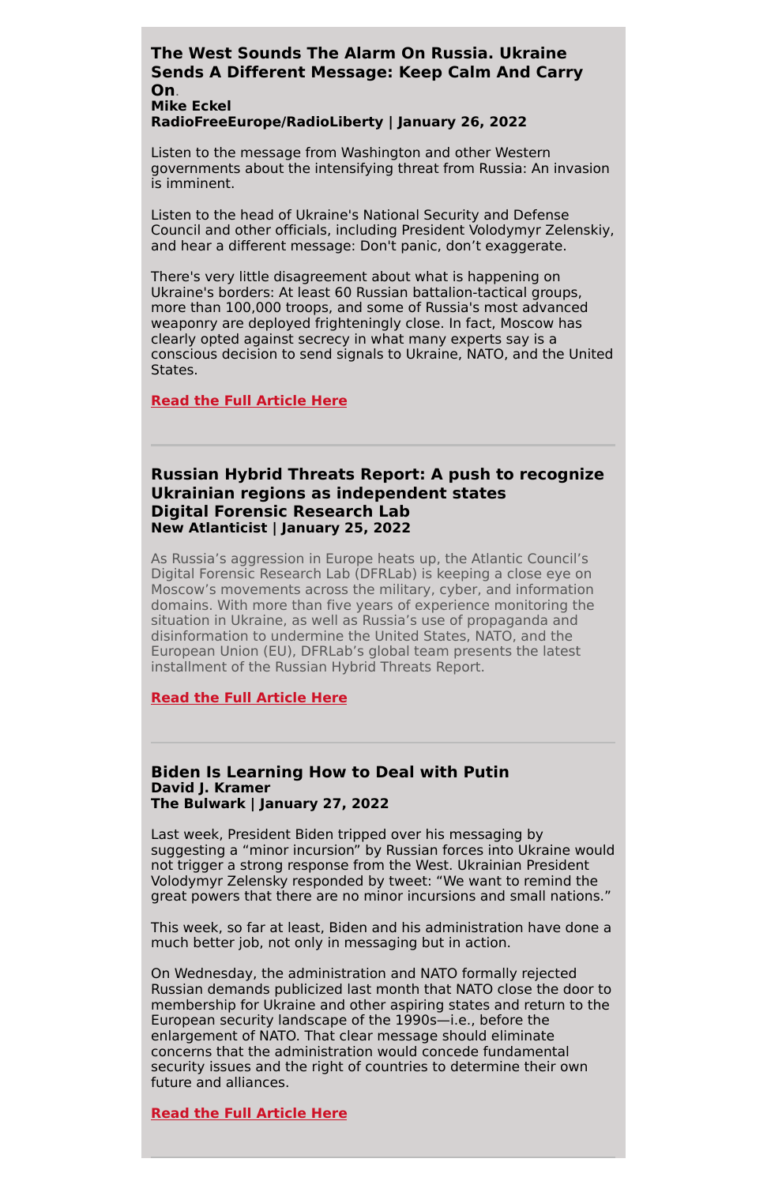### The West Sounds The Alarm On Russia. Ukraine Sends A Different Message: Keep Calm And Carry On.

**Mike Eckel**
**RadioFreeEurope/RadioLiberty | January 26, 2022**

Listen to the message from Washington and other Western governments about the intensifying threat from Russia: An invasion is imminent.

Listen to the head of Ukraine's National Security and Defense Council and other officials, including President Volodymyr Zelenskiy, and hear a different message: Don't panic, don't exaggerate.

There's very little disagreement about what is happening on Ukraine's borders: At least 60 Russian battalion-tactical groups, more than 100,000 troops, and some of Russia's most advanced weaponry are deployed frighteningly close. In fact, Moscow has clearly opted against secrecy in what many experts say is a conscious decision to send signals to Ukraine, NATO, and the United States.

**Read the Full Article Here**

---

### Russian Hybrid Threats Report: A push to recognize Ukrainian regions as independent states

**Digital Forensic Research Lab**
**New Atlanticist | January 25, 2022**

As Russia's aggression in Europe heats up, the Atlantic Council's Digital Forensic Research Lab (DFRLab) is keeping a close eye on Moscow's movements across the military, cyber, and information domains. With more than five years of experience monitoring the situation in Ukraine, as well as Russia's use of propaganda and disinformation to undermine the United States, NATO, and the European Union (EU), DFRLab's global team presents the latest installment of the Russian Hybrid Threats Report.

**Read the Full Article Here**

---

### Biden Is Learning How to Deal with Putin

**David J. Kramer**
**The Bulwark | January 27, 2022**

Last week, President Biden tripped over his messaging by suggesting a "minor incursion" by Russian forces into Ukraine would not trigger a strong response from the West. Ukrainian President Volodymyr Zelensky responded by tweet: "We want to remind the great powers that there are no minor incursions and small nations."

This week, so far at least, Biden and his administration have done a much better job, not only in messaging but in action.

On Wednesday, the administration and NATO formally rejected Russian demands publicized last month that NATO close the door to membership for Ukraine and other aspiring states and return to the European security landscape of the 1990s—i.e., before the enlargement of NATO. That clear message should eliminate concerns that the administration would concede fundamental security issues and the right of countries to determine their own future and alliances.

**Read the Full Article Here**

---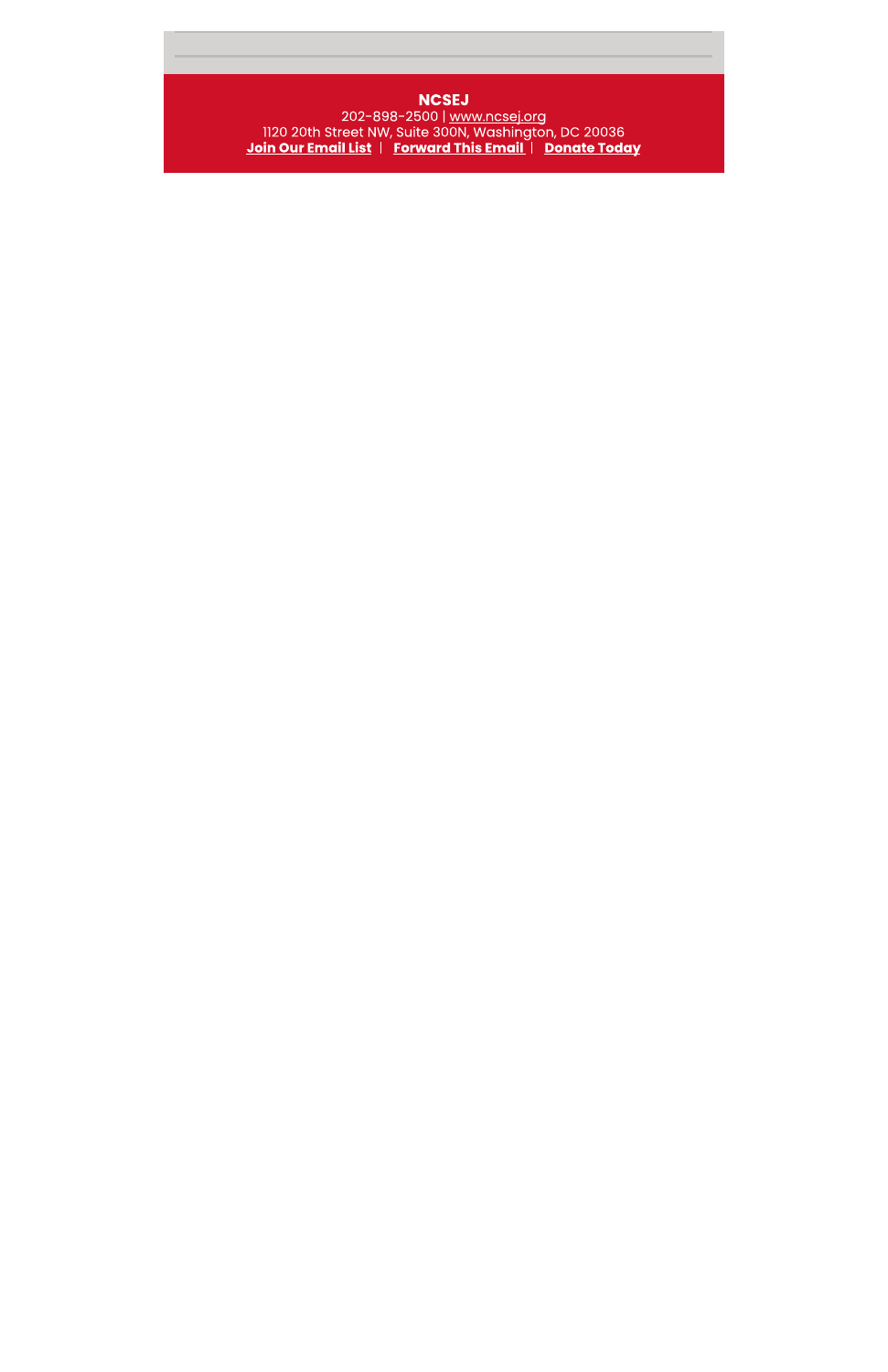**NCSEJ**

202-898-2500 | www.ncsej.org

1120 20th Street NW, Suite 300N, Washington, DC 20036

**Join Our Email List** | **Forward This Email** | **Donate Today**